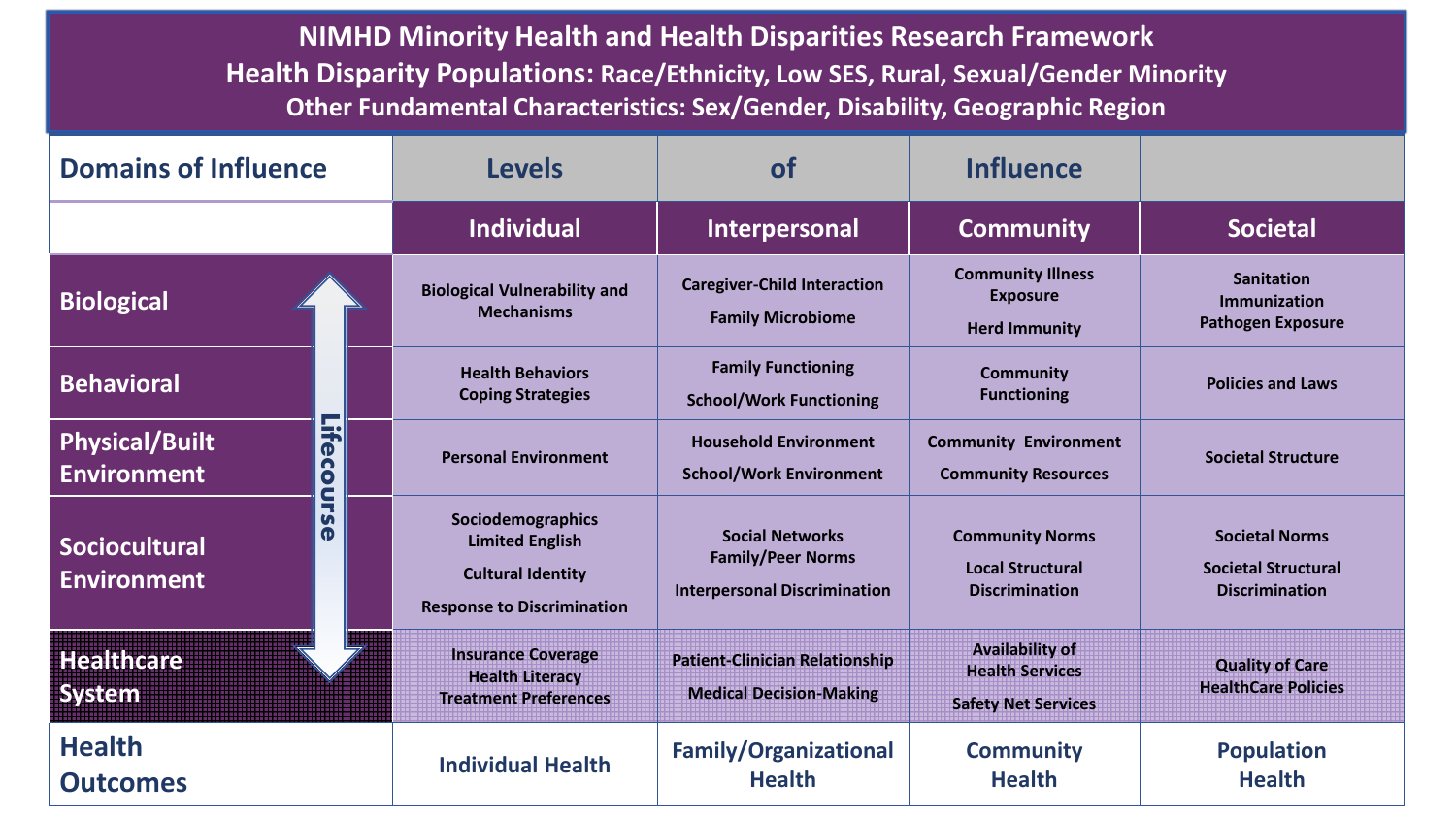# NIMHD Minority Health and Health Disparities Research Framework

**Health Disparity Populations:** Race/Ethnicity, Low SES, Rural, Sexual/Gender Minority

**Other Fundamental Characteristics:** Sex/Gender, Disability, Geographic Region

| Domains of Influence | Levels | of | Influence | |
|---|---|---|---|---|
| | **Individual** | **Interpersonal** | **Community** | **Societal** |
| **Biological** | Biological Vulnerability and Mechanisms | Caregiver-Child Interaction<br>Family Microbiome | Community Illness Exposure<br>Herd Immunity | Sanitation<br>Immunization<br>Pathogen Exposure |
| **Behavioral** | Health Behaviors<br>Coping Strategies | Family Functioning<br>School/Work Functioning | Community Functioning | Policies and Laws |
| **Physical/Built Environment** | Personal Environment | Household Environment<br>School/Work Environment | Community Environment<br>Community Resources | Societal Structure |
| **Sociocultural Environment** | Sociodemographics<br>Limited English<br>Cultural Identity<br>Response to Discrimination | Social Networks<br>Family/Peer Norms<br>Interpersonal Discrimination | Community Norms<br>Local Structural Discrimination | Societal Norms<br>Societal Structural Discrimination |
| **Healthcare System** | Insurance Coverage<br>Health Literacy<br>Treatment Preferences | Patient-Clinician Relationship<br>Medical Decision-Making | Availability of Health Services<br>Safety Net Services | Quality of Care<br>HealthCare Policies |
| **Health Outcomes** | Individual Health | Family/Organizational Health | Community Health | Population Health |

Lifecourse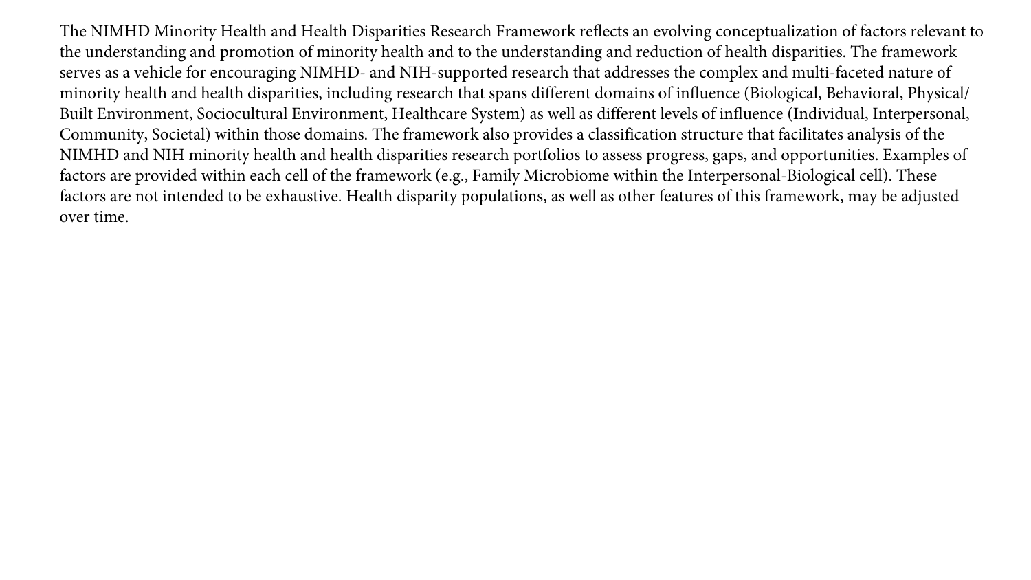The NIMHD Minority Health and Health Disparities Research Framework reflects an evolving conceptualization of factors relevant to the understanding and promotion of minority health and to the understanding and reduction of health disparities. The framework serves as a vehicle for encouraging NIMHD- and NIH-supported research that addresses the complex and multi-faceted nature of minority health and health disparities, including research that spans different domains of influence (Biological, Behavioral, Physical/ Built Environment, Sociocultural Environment, Healthcare System) as well as different levels of influence (Individual, Interpersonal, Community, Societal) within those domains. The framework also provides a classification structure that facilitates analysis of the NIMHD and NIH minority health and health disparities research portfolios to assess progress, gaps, and opportunities. Examples of factors are provided within each cell of the framework (e.g., Family Microbiome within the Interpersonal-Biological cell). These factors are not intended to be exhaustive. Health disparity populations, as well as other features of this framework, may be adjusted over time.